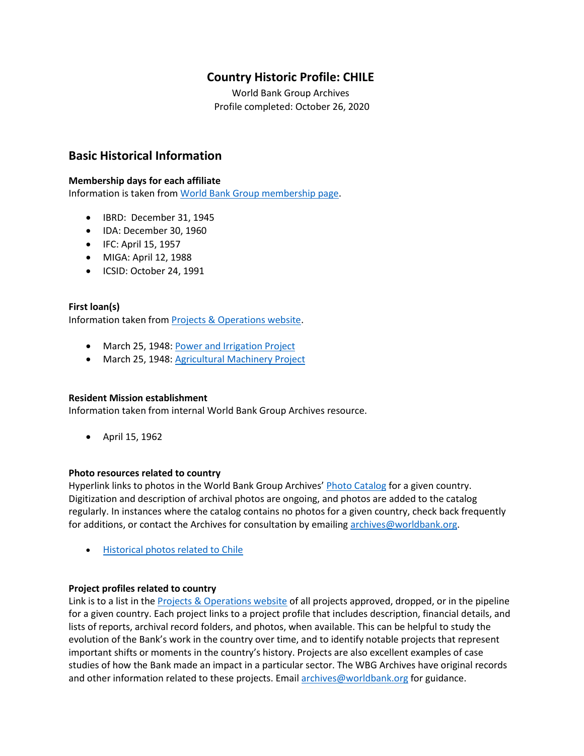# Country Historic Profile: CHILE

World Bank Group Archives
Profile completed: October 26, 2020

## Basic Historical Information

### Membership days for each affiliate

Information is taken from World Bank Group membership page.

- IBRD: December 31, 1945
- IDA: December 30, 1960
- IFC: April 15, 1957
- MIGA: April 12, 1988
- ICSID: October 24, 1991

### First loan(s)

Information taken from Projects & Operations website.

- March 25, 1948: Power and Irrigation Project
- March 25, 1948: Agricultural Machinery Project

### Resident Mission establishment

Information taken from internal World Bank Group Archives resource.

- April 15, 1962

### Photo resources related to country

Hyperlink links to photos in the World Bank Group Archives' Photo Catalog for a given country. Digitization and description of archival photos are ongoing, and photos are added to the catalog regularly. In instances where the catalog contains no photos for a given country, check back frequently for additions, or contact the Archives for consultation by emailing archives@worldbank.org.

- Historical photos related to Chile

### Project profiles related to country

Link is to a list in the Projects & Operations website of all projects approved, dropped, or in the pipeline for a given country. Each project links to a project profile that includes description, financial details, and lists of reports, archival record folders, and photos, when available. This can be helpful to study the evolution of the Bank's work in the country over time, and to identify notable projects that represent important shifts or moments in the country's history. Projects are also excellent examples of case studies of how the Bank made an impact in a particular sector. The WBG Archives have original records and other information related to these projects. Email archives@worldbank.org for guidance.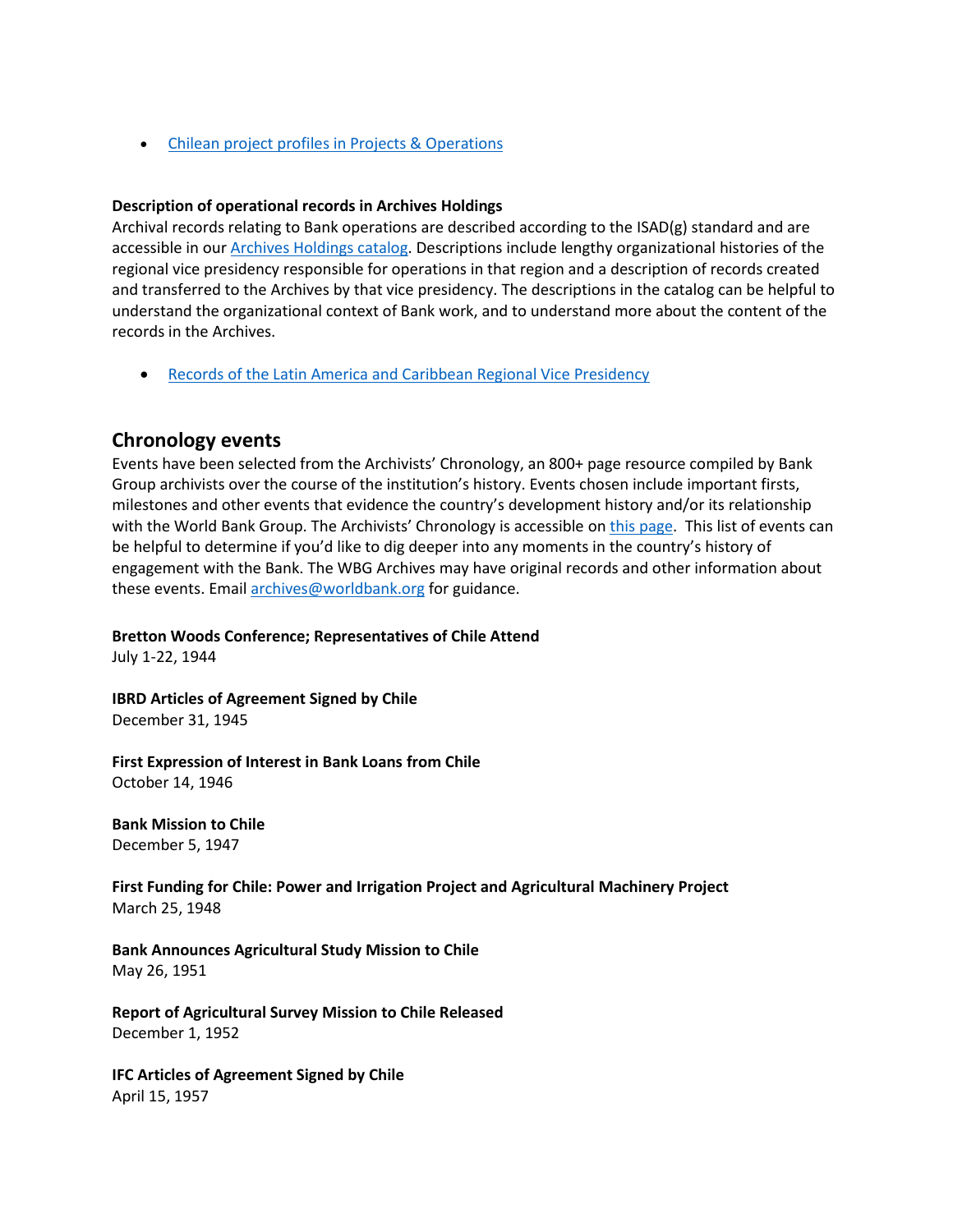- [Chilean project profiles in Projects & Operations]()

**Description of operational records in Archives Holdings**
Archival records relating to Bank operations are described according to the ISAD(g) standard and are accessible in our [Archives Holdings catalog](). Descriptions include lengthy organizational histories of the regional vice presidency responsible for operations in that region and a description of records created and transferred to the Archives by that vice presidency. The descriptions in the catalog can be helpful to understand the organizational context of Bank work, and to understand more about the content of the records in the Archives.

- [Records of the Latin America and Caribbean Regional Vice Presidency]()

## Chronology events

Events have been selected from the Archivists' Chronology, an 800+ page resource compiled by Bank Group archivists over the course of the institution's history. Events chosen include important firsts, milestones and other events that evidence the country's development history and/or its relationship with the World Bank Group. The Archivists' Chronology is accessible on [this page](). This list of events can be helpful to determine if you'd like to dig deeper into any moments in the country's history of engagement with the Bank. The WBG Archives may have original records and other information about these events. Email [archives@worldbank.org]() for guidance.

**Bretton Woods Conference; Representatives of Chile Attend**
July 1-22, 1944

**IBRD Articles of Agreement Signed by Chile**
December 31, 1945

**First Expression of Interest in Bank Loans from Chile**
October 14, 1946

**Bank Mission to Chile**
December 5, 1947

**First Funding for Chile: Power and Irrigation Project and Agricultural Machinery Project**
March 25, 1948

**Bank Announces Agricultural Study Mission to Chile**
May 26, 1951

**Report of Agricultural Survey Mission to Chile Released**
December 1, 1952

**IFC Articles of Agreement Signed by Chile**
April 15, 1957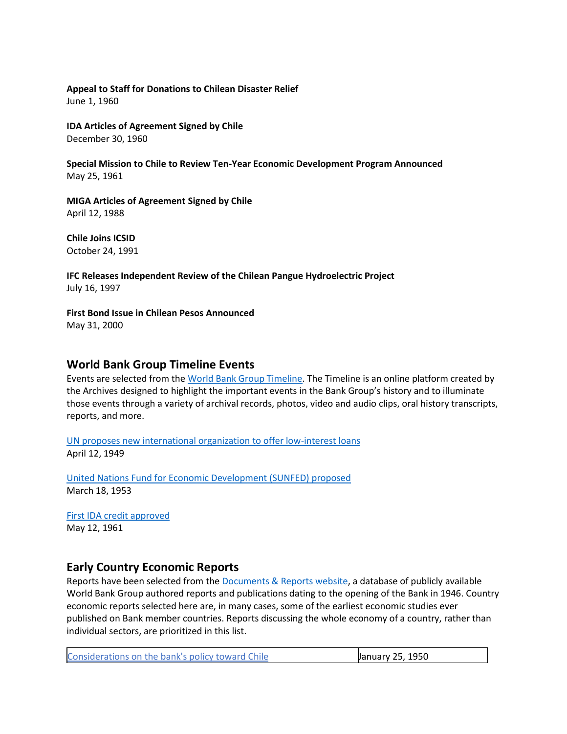**Appeal to Staff for Donations to Chilean Disaster Relief**
June 1, 1960

**IDA Articles of Agreement Signed by Chile**
December 30, 1960

**Special Mission to Chile to Review Ten-Year Economic Development Program Announced**
May 25, 1961

**MIGA Articles of Agreement Signed by Chile**
April 12, 1988

**Chile Joins ICSID**
October 24, 1991

**IFC Releases Independent Review of the Chilean Pangue Hydroelectric Project**
July 16, 1997

**First Bond Issue in Chilean Pesos Announced**
May 31, 2000

## World Bank Group Timeline Events

Events are selected from the World Bank Group Timeline. The Timeline is an online platform created by the Archives designed to highlight the important events in the Bank Group's history and to illuminate those events through a variety of archival records, photos, video and audio clips, oral history transcripts, reports, and more.

UN proposes new international organization to offer low-interest loans
April 12, 1949

United Nations Fund for Economic Development (SUNFED) proposed
March 18, 1953

First IDA credit approved
May 12, 1961

## Early Country Economic Reports

Reports have been selected from the Documents & Reports website, a database of publicly available World Bank Group authored reports and publications dating to the opening of the Bank in 1946. Country economic reports selected here are, in many cases, some of the earliest economic studies ever published on Bank member countries. Reports discussing the whole economy of a country, rather than individual sectors, are prioritized in this list.

| | |
|---|---|
| Considerations on the bank's policy toward Chile | January 25, 1950 |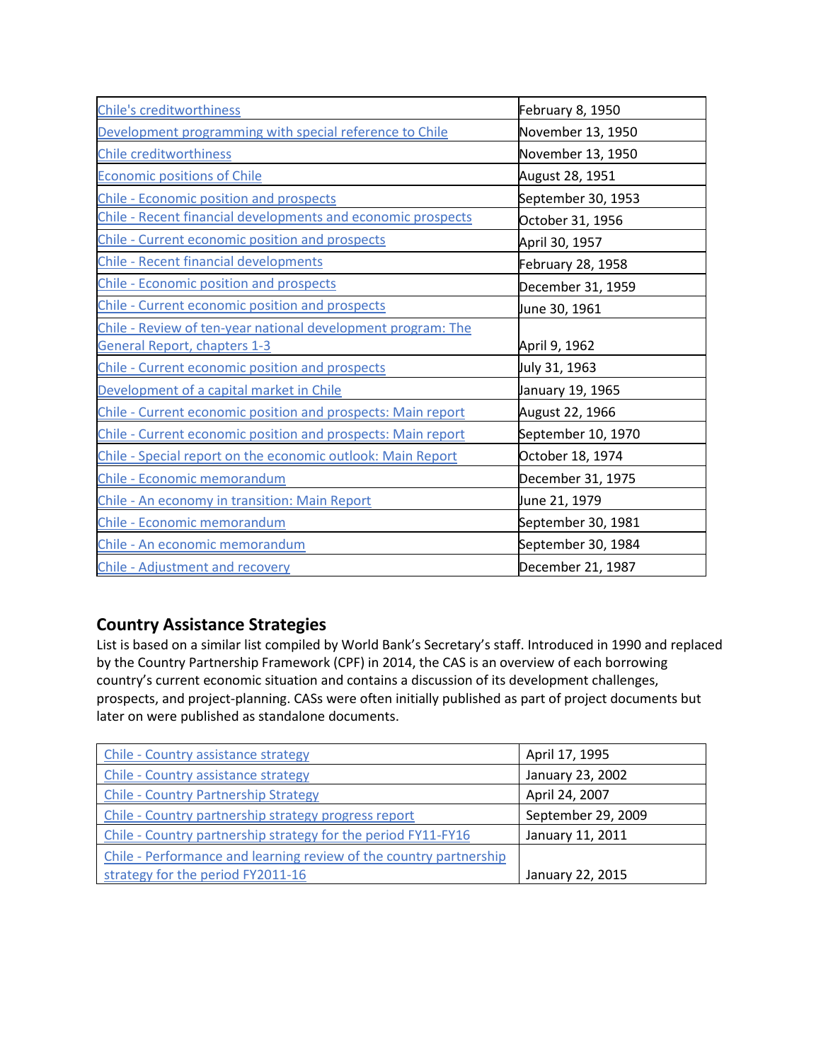| | |
|---|---|
| Chile's creditworthiness | February 8, 1950 |
| Development programming with special reference to Chile | November 13, 1950 |
| Chile creditworthiness | November 13, 1950 |
| Economic positions of Chile | August 28, 1951 |
| Chile - Economic position and prospects | September 30, 1953 |
| Chile - Recent financial developments and economic prospects | October 31, 1956 |
| Chile - Current economic position and prospects | April 30, 1957 |
| Chile - Recent financial developments | February 28, 1958 |
| Chile - Economic position and prospects | December 31, 1959 |
| Chile - Current economic position and prospects | June 30, 1961 |
| Chile - Review of ten-year national development program: The General Report, chapters 1-3 | April 9, 1962 |
| Chile - Current economic position and prospects | July 31, 1963 |
| Development of a capital market in Chile | January 19, 1965 |
| Chile - Current economic position and prospects: Main report | August 22, 1966 |
| Chile - Current economic position and prospects: Main report | September 10, 1970 |
| Chile - Special report on the economic outlook: Main Report | October 18, 1974 |
| Chile - Economic memorandum | December 31, 1975 |
| Chile - An economy in transition: Main Report | June 21, 1979 |
| Chile - Economic memorandum | September 30, 1981 |
| Chile - An economic memorandum | September 30, 1984 |
| Chile - Adjustment and recovery | December 21, 1987 |

## Country Assistance Strategies

List is based on a similar list compiled by World Bank's Secretary's staff. Introduced in 1990 and replaced by the Country Partnership Framework (CPF) in 2014, the CAS is an overview of each borrowing country's current economic situation and contains a discussion of its development challenges, prospects, and project-planning. CASs were often initially published as part of project documents but later on were published as standalone documents.

| | |
|---|---|
| Chile - Country assistance strategy | April 17, 1995 |
| Chile - Country assistance strategy | January 23, 2002 |
| Chile - Country Partnership Strategy | April 24, 2007 |
| Chile - Country partnership strategy progress report | September 29, 2009 |
| Chile - Country partnership strategy for the period FY11-FY16 | January 11, 2011 |
| Chile - Performance and learning review of the country partnership strategy for the period FY2011-16 | January 22, 2015 |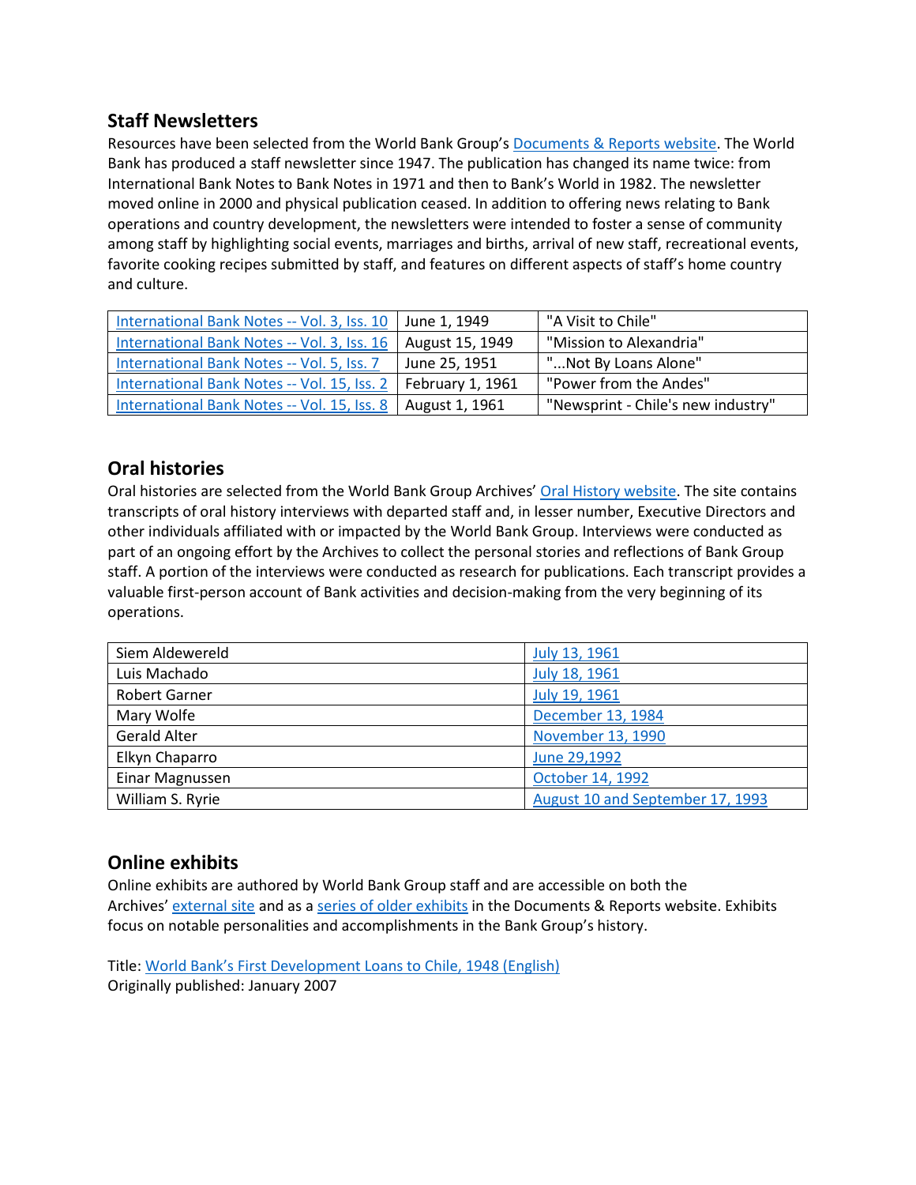## Staff Newsletters

Resources have been selected from the World Bank Group's Documents & Reports website. The World Bank has produced a staff newsletter since 1947. The publication has changed its name twice: from International Bank Notes to Bank Notes in 1971 and then to Bank's World in 1982. The newsletter moved online in 2000 and physical publication ceased. In addition to offering news relating to Bank operations and country development, the newsletters were intended to foster a sense of community among staff by highlighting social events, marriages and births, arrival of new staff, recreational events, favorite cooking recipes submitted by staff, and features on different aspects of staff's home country and culture.

| | | |
|---|---|---|
| International Bank Notes -- Vol. 3, Iss. 10 | June 1, 1949 | "A Visit to Chile" |
| International Bank Notes -- Vol. 3, Iss. 16 | August 15, 1949 | "Mission to Alexandria" |
| International Bank Notes -- Vol. 5, Iss. 7 | June 25, 1951 | "...Not By Loans Alone" |
| International Bank Notes -- Vol. 15, Iss. 2 | February 1, 1961 | "Power from the Andes" |
| International Bank Notes -- Vol. 15, Iss. 8 | August 1, 1961 | "Newsprint - Chile's new industry" |

## Oral histories

Oral histories are selected from the World Bank Group Archives' Oral History website. The site contains transcripts of oral history interviews with departed staff and, in lesser number, Executive Directors and other individuals affiliated with or impacted by the World Bank Group. Interviews were conducted as part of an ongoing effort by the Archives to collect the personal stories and reflections of Bank Group staff. A portion of the interviews were conducted as research for publications. Each transcript provides a valuable first-person account of Bank activities and decision-making from the very beginning of its operations.

| | |
|---|---|
| Siem Aldewereld | July 13, 1961 |
| Luis Machado | July 18, 1961 |
| Robert Garner | July 19, 1961 |
| Mary Wolfe | December 13, 1984 |
| Gerald Alter | November 13, 1990 |
| Elkyn Chaparro | June 29,1992 |
| Einar Magnussen | October 14, 1992 |
| William S. Ryrie | August 10 and September 17, 1993 |

## Online exhibits

Online exhibits are authored by World Bank Group staff and are accessible on both the Archives' external site and as a series of older exhibits in the Documents & Reports website. Exhibits focus on notable personalities and accomplishments in the Bank Group's history.

Title: World Bank's First Development Loans to Chile, 1948 (English)
Originally published: January 2007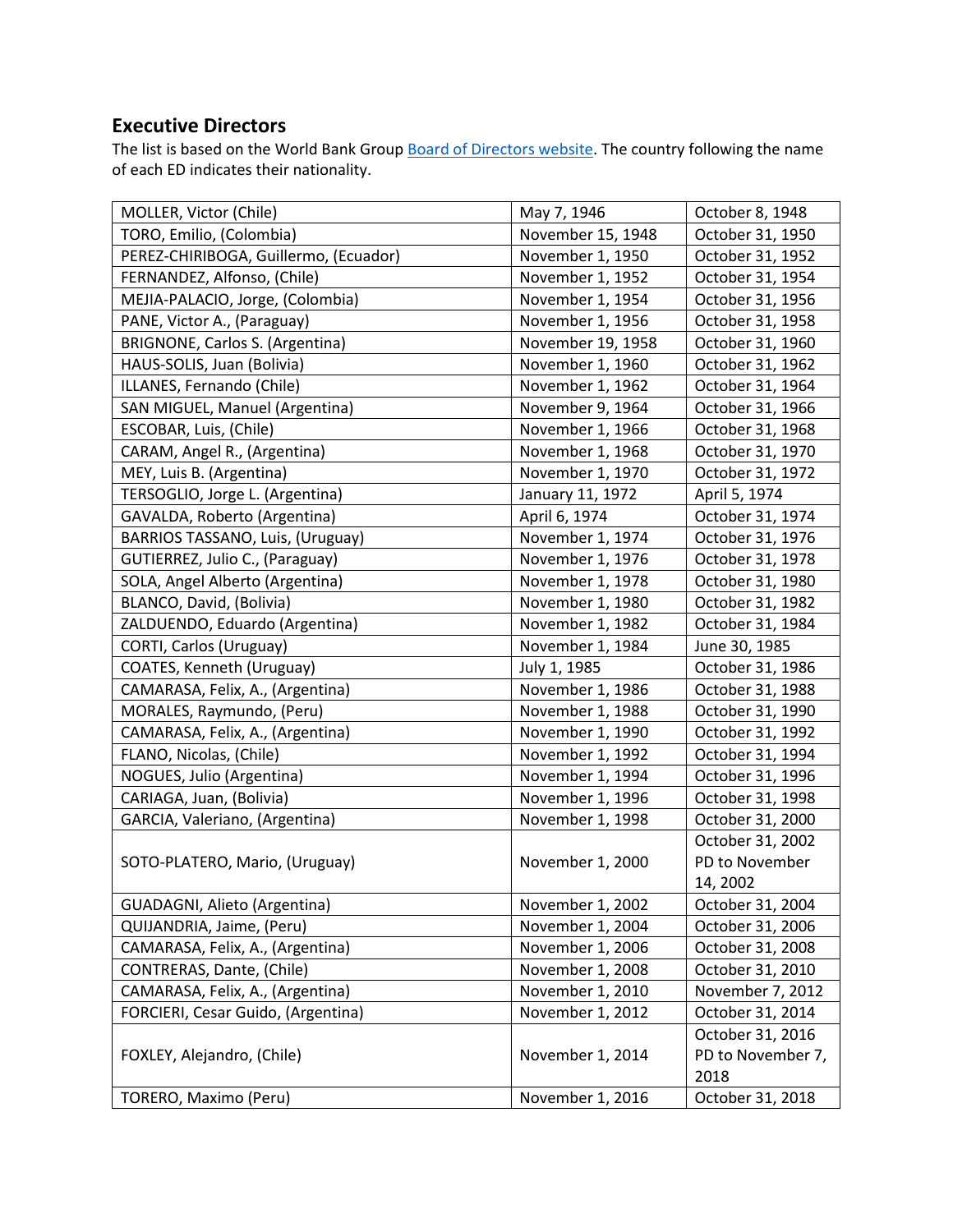## Executive Directors

The list is based on the World Bank Group Board of Directors website. The country following the name of each ED indicates their nationality.

| | | |
|---|---|---|
| MOLLER, Victor (Chile) | May 7, 1946 | October 8, 1948 |
| TORO, Emilio, (Colombia) | November 15, 1948 | October 31, 1950 |
| PEREZ-CHIRIBOGA, Guillermo, (Ecuador) | November 1, 1950 | October 31, 1952 |
| FERNANDEZ, Alfonso, (Chile) | November 1, 1952 | October 31, 1954 |
| MEJIA-PALACIO, Jorge, (Colombia) | November 1, 1954 | October 31, 1956 |
| PANE, Victor A., (Paraguay) | November 1, 1956 | October 31, 1958 |
| BRIGNONE, Carlos S. (Argentina) | November 19, 1958 | October 31, 1960 |
| HAUS-SOLIS, Juan (Bolivia) | November 1, 1960 | October 31, 1962 |
| ILLANES, Fernando (Chile) | November 1, 1962 | October 31, 1964 |
| SAN MIGUEL, Manuel (Argentina) | November 9, 1964 | October 31, 1966 |
| ESCOBAR, Luis, (Chile) | November 1, 1966 | October 31, 1968 |
| CARAM, Angel R., (Argentina) | November 1, 1968 | October 31, 1970 |
| MEY, Luis B. (Argentina) | November 1, 1970 | October 31, 1972 |
| TERSOGLIO, Jorge L. (Argentina) | January 11, 1972 | April 5, 1974 |
| GAVALDA, Roberto (Argentina) | April 6, 1974 | October 31, 1974 |
| BARRIOS TASSANO, Luis, (Uruguay) | November 1, 1974 | October 31, 1976 |
| GUTIERREZ, Julio C., (Paraguay) | November 1, 1976 | October 31, 1978 |
| SOLA, Angel Alberto (Argentina) | November 1, 1978 | October 31, 1980 |
| BLANCO, David, (Bolivia) | November 1, 1980 | October 31, 1982 |
| ZALDUENDO, Eduardo (Argentina) | November 1, 1982 | October 31, 1984 |
| CORTI, Carlos (Uruguay) | November 1, 1984 | June 30, 1985 |
| COATES, Kenneth (Uruguay) | July 1, 1985 | October 31, 1986 |
| CAMARASA, Felix, A., (Argentina) | November 1, 1986 | October 31, 1988 |
| MORALES, Raymundo, (Peru) | November 1, 1988 | October 31, 1990 |
| CAMARASA, Felix, A., (Argentina) | November 1, 1990 | October 31, 1992 |
| FLANO, Nicolas, (Chile) | November 1, 1992 | October 31, 1994 |
| NOGUES, Julio (Argentina) | November 1, 1994 | October 31, 1996 |
| CARIAGA, Juan, (Bolivia) | November 1, 1996 | October 31, 1998 |
| GARCIA, Valeriano, (Argentina) | November 1, 1998 | October 31, 2000 |
| SOTO-PLATERO, Mario, (Uruguay) | November 1, 2000 | October 31, 2002 PD to November 14, 2002 |
| GUADAGNI, Alieto (Argentina) | November 1, 2002 | October 31, 2004 |
| QUIJANDRIA, Jaime, (Peru) | November 1, 2004 | October 31, 2006 |
| CAMARASA, Felix, A., (Argentina) | November 1, 2006 | October 31, 2008 |
| CONTRERAS, Dante, (Chile) | November 1, 2008 | October 31, 2010 |
| CAMARASA, Felix, A., (Argentina) | November 1, 2010 | November 7, 2012 |
| FORCIERI, Cesar Guido, (Argentina) | November 1, 2012 | October 31, 2014 |
| FOXLEY, Alejandro, (Chile) | November 1, 2014 | October 31, 2016 PD to November 7, 2018 |
| TORERO, Maximo (Peru) | November 1, 2016 | October 31, 2018 |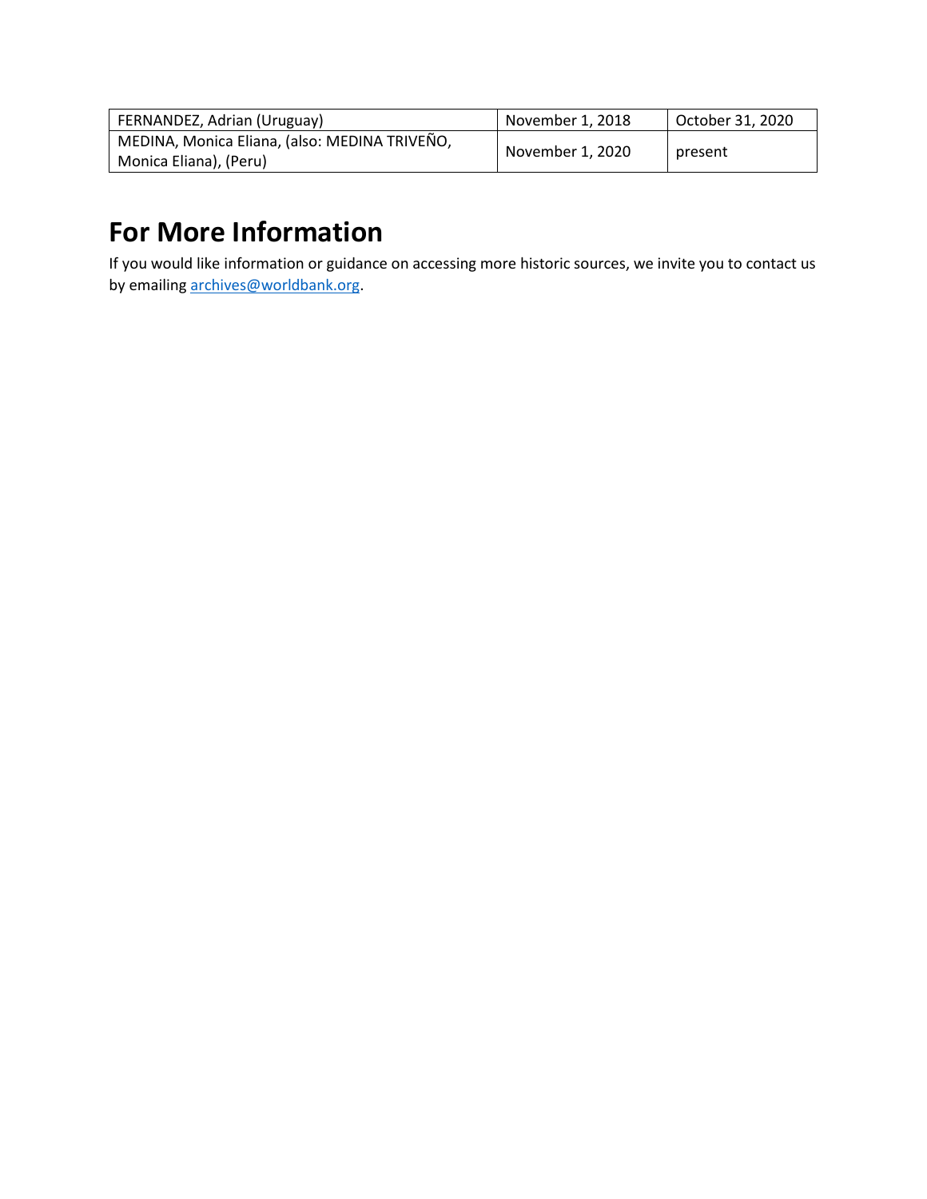| | | |
|---|---|---|
| FERNANDEZ, Adrian (Uruguay) | November 1, 2018 | October 31, 2020 |
| MEDINA, Monica Eliana, (also: MEDINA TRIVEÑO, Monica Eliana), (Peru) | November 1, 2020 | present |

# For More Information

If you would like information or guidance on accessing more historic sources, we invite you to contact us by emailing archives@worldbank.org.